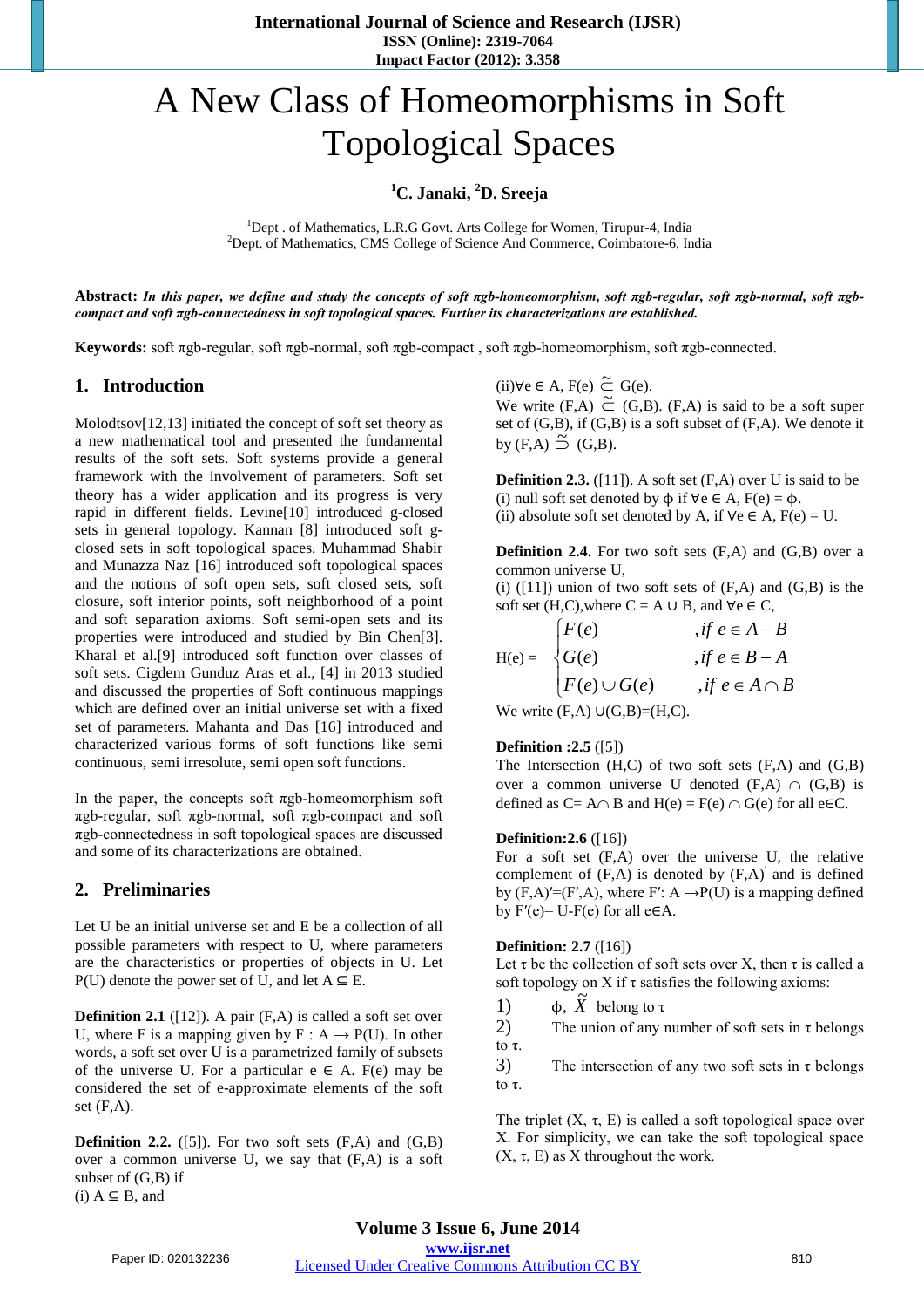# A New Class of Homeomorphisms in Soft Topological Spaces

**[1]C. Janaki, [2]D. Sreeja**

[1]Dept . of Mathematics, L.R.G Govt. Arts College for Women, Tirupur-4, India
[2]Dept. of Mathematics, CMS College of Science And Commerce, Coimbatore-6, India

**Abstract:** ***In this paper, we define and study the concepts of soft πgb-homeomorphism, soft πgb-regular, soft πgb-normal, soft πgb-compact and soft πgb-connectedness in soft topological spaces. Further its characterizations are established.***

**Keywords:** soft πgb-regular, soft πgb-normal, soft πgb-compact , soft πgb-homeomorphism, soft πgb-connected.

## 1. Introduction

Molodtsov[12,13] initiated the concept of soft set theory as a new mathematical tool and presented the fundamental results of the soft sets. Soft systems provide a general framework with the involvement of parameters. Soft set theory has a wider application and its progress is very rapid in different fields. Levine[10] introduced g-closed sets in general topology. Kannan [8] introduced soft g-closed sets in soft topological spaces. Muhammad Shabir and Munazza Naz [16] introduced soft topological spaces and the notions of soft open sets, soft closed sets, soft closure, soft interior points, soft neighborhood of a point and soft separation axioms. Soft semi-open sets and its properties were introduced and studied by Bin Chen[3]. Kharal et al.[9] introduced soft function over classes of soft sets. Cigdem Gunduz Aras et al., [4] in 2013 studied and discussed the properties of Soft continuous mappings which are defined over an initial universe set with a fixed set of parameters. Mahanta and Das [16] introduced and characterized various forms of soft functions like semi continuous, semi irresolute, semi open soft functions.

In the paper, the concepts soft πgb-homeomorphism soft πgb-regular, soft πgb-normal, soft πgb-compact and soft πgb-connectedness in soft topological spaces are discussed and some of its characterizations are obtained.

## 2. Preliminaries

Let U be an initial universe set and E be a collection of all possible parameters with respect to U, where parameters are the characteristics or properties of objects in U. Let P(U) denote the power set of U, and let $A \subseteq E$.

**Definition 2.1** ([12]). A pair (F,A) is called a soft set over U, where F is a mapping given by $F : A \rightarrow P(U)$. In other words, a soft set over U is a parametrized family of subsets of the universe U. For a particular $e \in A$. F(e) may be considered the set of e-approximate elements of the soft set (F,A).

**Definition 2.2.** ([5]). For two soft sets (F,A) and (G,B) over a common universe U, we say that (F,A) is a soft subset of (G,B) if
(i) $A \subseteq B$, and
(ii)$\forall e \in A$, $F(e) \tilde{\subseteq} G(e)$.
We write $(F,A) \tilde{\subseteq} (G,B)$. (F,A) is said to be a soft super set of (G,B), if (G,B) is a soft subset of (F,A). We denote it by $(F,A) \tilde{\supseteq} (G,B)$.

**Definition 2.3.** ([11]). A soft set (F,A) over U is said to be
(i) null soft set denoted by ϕ if $\forall e \in A$, F(e) = ϕ.
(ii) absolute soft set denoted by A, if $\forall e \in A$, F(e) = U.

**Definition 2.4.** For two soft sets (F,A) and (G,B) over a common universe U,
(i) ([11]) union of two soft sets of (F,A) and (G,B) is the soft set (H,C),where $C = A \cup B$, and $\forall e \in C$,

$$H(e) = \begin{cases} F(e) & ,if\ e \in A - B \\ G(e) & ,if\ e \in B - A \\ F(e) \cup G(e) & ,if\ e \in A \cap B \end{cases}$$

We write (F,A) ∪(G,B)=(H,C).

**Definition :2.5** ([5])
The Intersection (H,C) of two soft sets (F,A) and (G,B) over a common universe U denoted $(F,A) \cap (G,B)$ is defined as $C= A\cap B$ and $H(e) = F(e) \cap G(e)$ for all $e\in C$.

**Definition:2.6** ([16])
For a soft set (F,A) over the universe U, the relative complement of (F,A) is denoted by $(F,A)'$ and is defined by $(F,A)'=(F',A)$, where $F': A \rightarrow P(U)$ is a mapping defined by $F'(e)= U-F(e)$ for all $e\in A$.

**Definition: 2.7** ([16])
Let τ be the collection of soft sets over X, then τ is called a soft topology on X if τ satisfies the following axioms:

1) ϕ, $\tilde{X}$ belong to τ
2) The union of any number of soft sets in τ belongs to τ.
3) The intersection of any two soft sets in τ belongs to τ.

The triplet (X, τ, E) is called a soft topological space over X. For simplicity, we can take the soft topological space (X, τ, E) as X throughout the work.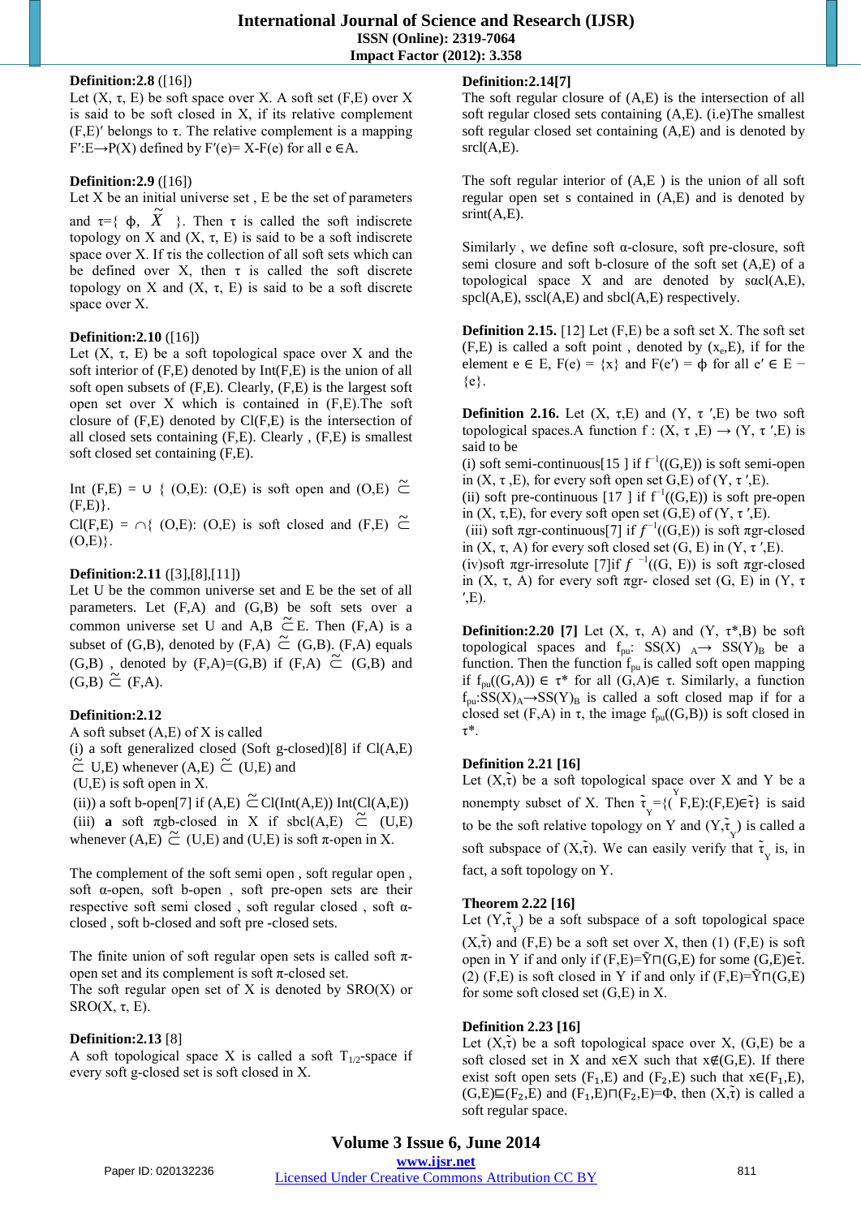**Definition:2.8** ([16])
Let (X, τ, E) be soft space over X. A soft set (F,E) over X is said to be soft closed in X, if its relative complement (F,E)′ belongs to τ. The relative complement is a mapping F′:E→P(X) defined by F′(e)= X-F(e) for all e ∈A.

**Definition:2.9** ([16])
Let X be an initial universe set , E be the set of parameters and τ={ ϕ, $\tilde{X}$ }. Then τ is called the soft indiscrete topology on X and (X, τ, E) is said to be a soft indiscrete space over X. If τis the collection of all soft sets which can be defined over X, then τ is called the soft discrete topology on X and (X, τ, E) is said to be a soft discrete space over X.

**Definition:2.10** ([16])
Let (X, τ, E) be a soft topological space over X and the soft interior of (F,E) denoted by Int(F,E) is the union of all soft open subsets of (F,E). Clearly, (F,E) is the largest soft open set over X which is contained in (F,E).The soft closure of (F,E) denoted by Cl(F,E) is the intersection of all closed sets containing (F,E). Clearly , (F,E) is smallest soft closed set containing (F,E).

Int (F,E) = ∪ { (O,E): (O,E) is soft open and (O,E) $\tilde{\subseteq}$ (F,E)}.
Cl(F,E) = ∩{ (O,E): (O,E) is soft closed and (F,E) $\tilde{\subseteq}$ (O,E)}.

**Definition:2.11** ([3],[8],[11])
Let U be the common universe set and E be the set of all parameters. Let (F,A) and (G,B) be soft sets over a common universe set U and A,B $\tilde{\subseteq}$E. Then (F,A) is a subset of (G,B), denoted by (F,A) $\tilde{\subseteq}$ (G,B). (F,A) equals (G,B) , denoted by (F,A)=(G,B) if (F,A) $\tilde{\subseteq}$ (G,B) and (G,B) $\tilde{\subseteq}$ (F,A).

**Definition:2.12**
A soft subset (A,E) of X is called
(i) a soft generalized closed (Soft g-closed)[8] if Cl(A,E) $\tilde{\subseteq}$ U,E) whenever (A,E) $\tilde{\subseteq}$ (U,E) and (U,E) is soft open in X.
(ii)) a soft b-open[7] if (A,E) $\tilde{\subseteq}$Cl(Int(A,E)) Int(Cl(A,E))
(iii) **a** soft πgb-closed in X if sbcl(A,E) $\tilde{\subseteq}$ (U,E) whenever (A,E) $\tilde{\subseteq}$ (U,E) and (U,E) is soft π-open in X.

The complement of the soft semi open , soft regular open , soft α-open, soft b-open , soft pre-open sets are their respective soft semi closed , soft regular closed , soft α-closed , soft b-closed and soft pre -closed sets.

The finite union of soft regular open sets is called soft π-open set and its complement is soft π-closed set.
The soft regular open set of X is denoted by SRO(X) or SRO(X, τ, E).

**Definition:2.13** [8]
A soft topological space X is called a soft $T_{1/2}$-space if every soft g-closed set is soft closed in X.

**Definition:2.14[7]**
The soft regular closure of (A,E) is the intersection of all soft regular closed sets containing (A,E). (i.e)The smallest soft regular closed set containing (A,E) and is denoted by srcl(A,E).

The soft regular interior of (A,E ) is the union of all soft regular open set s contained in (A,E) and is denoted by srint(A,E).

Similarly , we define soft α-closure, soft pre-closure, soft semi closure and soft b-closure of the soft set (A,E) of a topological space X and are denoted by sαcl(A,E), spcl(A,E), sscl(A,E) and sbcl(A,E) respectively.

**Definition 2.15.** [12] Let (F,E) be a soft set X. The soft set (F,E) is called a soft point , denoted by ($x_e$,E), if for the element e ∈ E, F(e) = {x} and F(e′) = ϕ for all e′ ∈ E − {e}.

**Definition 2.16.** Let (X, τ,E) and (Y, τ ′,E) be two soft topological spaces.A function f : (X, τ ,E) → (Y, τ ′,E) is said to be
(i) soft semi-continuous[15 ] if $f^{-1}$((G,E)) is soft semi-open in (X, τ ,E), for every soft open set G,E) of (Y, τ ′,E).
(ii) soft pre-continuous [17 ] if $f^{-1}$((G,E)) is soft pre-open in (X, τ,E), for every soft open set (G,E) of (Y, τ ′,E).
(iii) soft πgr-continuous[7] if $f^{-1}$((G,E)) is soft πgr-closed in (X, τ, A) for every soft closed set (G, E) in (Y, τ ′,E).
(iv)soft πgr-irresolute [7]if $f^{-1}$((G, E)) is soft πgr-closed in (X, τ, A) for every soft πgr- closed set (G, E) in (Y, τ ′,E).

**Definition:2.20 [7]** Let (X, τ, A) and (Y, τ\*,B) be soft topological spaces and $f_{pu}$: $SS(X)_A$→ $SS(Y)_B$ be a function. Then the function $f_{pu}$ is called soft open mapping if $f_{pu}$((G,A)) ∈ τ\* for all (G,A)∈ τ. Similarly, a function $f_{pu}$:$SS(X)_A$→$SS(Y)_B$ is called a soft closed map if for a closed set (F,A) in τ, the image $f_{pu}$((G,B)) is soft closed in τ\*.

**Definition 2.21 [16]**
Let (X,$\tilde{\tau}$) be a soft topological space over X and Y be a nonempty subset of X. Then $\tilde{\tau}_Y$={($^Y$F,E):(F,E)∈$\tilde{\tau}$} is said to be the soft relative topology on Y and (Y,$\tilde{\tau}_Y$) is called a soft subspace of (X,$\tilde{\tau}$). We can easily verify that $\tilde{\tau}_Y$ is, in fact, a soft topology on Y.

**Theorem 2.22 [16]**
Let (Y,$\tilde{\tau}_Y$) be a soft subspace of a soft topological space (X,$\tilde{\tau}$) and (F,E) be a soft set over X, then (1) (F,E) is soft open in Y if and only if (F,E)=$\tilde{Y}$⊓(G,E) for some (G,E)∈$\tilde{\tau}$. (2) (F,E) is soft closed in Y if and only if (F,E)=$\tilde{Y}$⊓(G,E) for some soft closed set (G,E) in X.

**Definition 2.23 [16]**
Let (X,$\tilde{\tau}$) be a soft topological space over X, (G,E) be a soft closed set in X and x∈X such that x∉(G,E). If there exist soft open sets ($F_1$,E) and ($F_2$,E) such that x∈($F_1$,E), (G,E)⊑($F_2$,E) and ($F_1$,E)⊓($F_2$,E)=Φ, then (X,$\tilde{\tau}$) is called a soft regular space.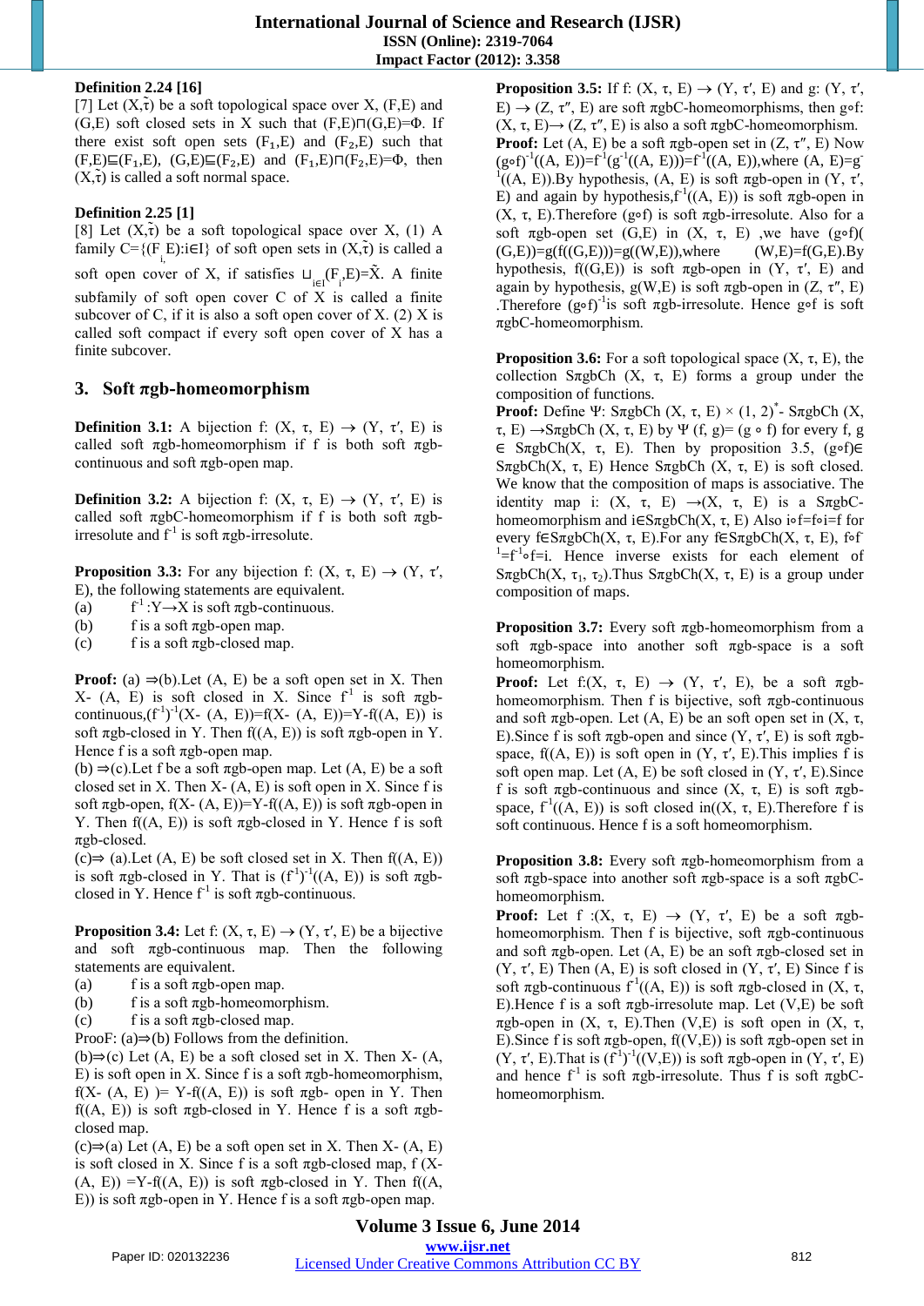**Definition 2.24 [16]**

[7] Let $(X,\tilde{\tau})$ be a soft topological space over X, (F,E) and (G,E) soft closed sets in X such that (F,E)⊓(G,E)=Φ. If there exist soft open sets $(F_1,E)$ and $(F_2,E)$ such that (F,E)⊑$(F_1,E)$, (G,E)⊑$(F_2,E)$ and $(F_1,E)$⊓$(F_2,E)$=Φ, then $(X,\tilde{\tau})$ is called a soft normal space.

**Definition 2.25 [1]**

[8] Let $(X,\tilde{\tau})$ be a soft topological space over X, (1) A family C={$(F_i,E)$:i∈I} of soft open sets in $(X,\tilde{\tau})$ is called a soft open cover of X, if satisfies $\sqcup_{i\in I}(F_i,E)=\tilde{X}$. A finite subfamily of soft open cover C of X is called a finite subcover of C, if it is also a soft open cover of X. (2) X is called soft compact if every soft open cover of X has a finite subcover.

## 3. Soft πgb-homeomorphism

**Definition 3.1:** A bijection f: (X, τ, E) → (Y, τ′, E) is called soft πgb-homeomorphism if f is both soft πgb-continuous and soft πgb-open map.

**Definition 3.2:** A bijection f: (X, τ, E) → (Y, τ′, E) is called soft πgbC-homeomorphism if f is both soft πgb-irresolute and $f^{-1}$ is soft πgb-irresolute.

**Proposition 3.3:** For any bijection f: (X, τ, E) → (Y, τ′, E), the following statements are equivalent.

(a) $f^{-1}$:Y→X is soft πgb-continuous.

(b) f is a soft πgb-open map.

(c) f is a soft πgb-closed map.

**Proof:** (a) ⇒(b).Let (A, E) be a soft open set in X. Then X- (A, E) is soft closed in X. Since $f^{-1}$ is soft πgb-continuous,$(f^{-1})^{-1}$(X- (A, E))=f(X- (A, E))=Y-f((A, E)) is soft πgb-closed in Y. Then f((A, E)) is soft πgb-open in Y. Hence f is a soft πgb-open map.

(b) ⇒(c).Let f be a soft πgb-open map. Let (A, E) be a soft closed set in X. Then X- (A, E) is soft open in X. Since f is soft πgb-open, f(X- (A, E))=Y-f((A, E)) is soft πgb-open in Y. Then f((A, E)) is soft πgb-closed in Y. Hence f is soft πgb-closed.

(c)⇒ (a).Let (A, E) be soft closed set in X. Then f((A, E)) is soft πgb-closed in Y. That is $(f^{-1})^{-1}$((A, E)) is soft πgb-closed in Y. Hence $f^{-1}$ is soft πgb-continuous.

**Proposition 3.4:** Let f: (X, τ, E) → (Y, τ′, E) be a bijective and soft πgb-continuous map. Then the following statements are equivalent.

(a) f is a soft πgb-open map.

(b) f is a soft πgb-homeomorphism.

(c) f is a soft πgb-closed map.

ProoF: (a)⇒(b) Follows from the definition.

(b)⇒(c) Let (A, E) be a soft closed set in X. Then X- (A, E) is soft open in X. Since f is a soft πgb-homeomorphism, f(X- (A, E) )= Y-f((A, E)) is soft πgb- open in Y. Then f((A, E)) is soft πgb-closed in Y. Hence f is a soft πgb-closed map.

(c)⇒(a) Let (A, E) be a soft open set in X. Then X- (A, E) is soft closed in X. Since f is a soft πgb-closed map, f (X- (A, E)) =Y-f((A, E)) is soft πgb-closed in Y. Then f((A, E)) is soft πgb-open in Y. Hence f is a soft πgb-open map.

**Proposition 3.5:** If f: (X, τ, E) → (Y, τ′, E) and g: (Y, τ′, E) → (Z, τ″, E) are soft πgbC-homeomorphisms, then g∘f: (X, τ, E)→ (Z, τ″, E) is also a soft πgbC-homeomorphism.

**Proof:** Let (A, E) be a soft πgb-open set in (Z, τ″, E) Now $(g∘f)^{-1}$((A, E))=$f^{-1}$($g^{-1}$((A, E)))=$f^{-1}$((A, E)),where (A, E)=$g^{-1}$((A, E)).By hypothesis, (A, E) is soft πgb-open in (Y, τ′, E) and again by hypothesis,$f^{-1}$((A, E)) is soft πgb-open in (X, τ, E).Therefore (g∘f) is soft πgb-irresolute. Also for a soft πgb-open set (G,E) in (X, τ, E) ,we have (g∘f)( (G,E))=g(f((G,E)))=g((W,E)),where (W,E)=f(G,E).By hypothesis, f((G,E)) is soft πgb-open in (Y, τ′, E) and again by hypothesis, g(W,E) is soft πgb-open in (Z, τ″, E) .Therefore $(g∘f)^{-1}$is soft πgb-irresolute. Hence g∘f is soft πgbC-homeomorphism.

**Proposition 3.6:** For a soft topological space (X, τ, E), the collection SπgbCh (X, τ, E) forms a group under the composition of functions.

**Proof:** Define Ψ: SπgbCh (X, τ, E) × $(1, 2)^*$- SπgbCh (X, τ, E) →SπgbCh (X, τ, E) by Ψ (f, g)= (g ∘ f) for every f, g ∈ SπgbCh(X, τ, E). Then by proposition 3.5, (g∘f)∈ SπgbCh(X, τ, E) Hence SπgbCh (X, τ, E) is soft closed. We know that the composition of maps is associative. The identity map i: (X, τ, E) →(X, τ, E) is a SπgbC-homeomorphism and i∈SπgbCh(X, τ, E) Also i∘f=f∘i=f for every f∈SπgbCh(X, τ, E).For any f∈SπgbCh(X, τ, E), f∘$f^{-1}$=$f^{-1}$∘f=i. Hence inverse exists for each element of SπgbCh(X, τ, $τ_1$, $τ_2$).Thus SπgbCh(X, τ, E) is a group under composition of maps.

**Proposition 3.7:** Every soft πgb-homeomorphism from a soft πgb-space into another soft πgb-space is a soft homeomorphism.

**Proof:** Let f:(X, τ, E) → (Y, τ′, E), be a soft πgb-homeomorphism. Then f is bijective, soft πgb-continuous and soft πgb-open. Let (A, E) be an soft open set in (X, τ, E).Since f is soft πgb-open and since (Y, τ′, E) is soft πgb-space, f((A, E)) is soft open in (Y, τ′, E).This implies f is soft open map. Let (A, E) be soft closed in (Y, τ′, E).Since f is soft πgb-continuous and since (X, τ, E) is soft πgb-space, $f^{-1}$((A, E)) is soft closed in((X, τ, E).Therefore f is soft continuous. Hence f is a soft homeomorphism.

**Proposition 3.8:** Every soft πgb-homeomorphism from a soft πgb-space into another soft πgb-space is a soft πgbC-homeomorphism.

**Proof:** Let f :(X, τ, E) → (Y, τ′, E) be a soft πgb-homeomorphism. Then f is bijective, soft πgb-continuous and soft πgb-open. Let (A, E) be an soft πgb-closed set in (Y, τ′, E) Then (A, E) is soft closed in (Y, τ′, E) Since f is soft πgb-continuous $f^{-1}$((A, E)) is soft πgb-closed in (X, τ, E).Hence f is a soft πgb-irresolute map. Let (V,E) be soft πgb-open in (X, τ, E).Then (V,E) is soft open in (X, τ, E).Since f is soft πgb-open, f((V,E)) is soft πgb-open set in (Y, τ′, E).That is $(f^{-1})^{-1}$((V,E)) is soft πgb-open in (Y, τ′, E) and hence $f^{-1}$ is soft πgb-irresolute. Thus f is soft πgbC-homeomorphism.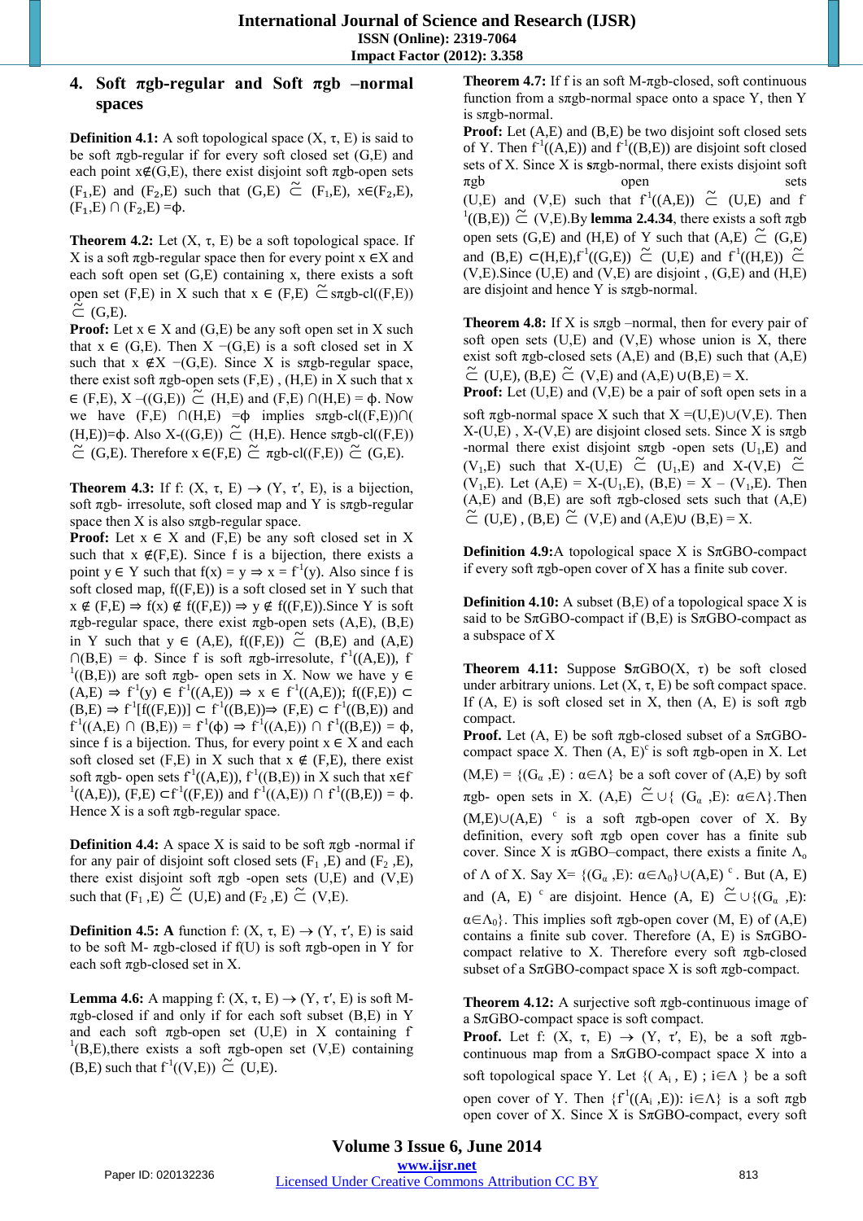## 4. Soft πgb-regular and Soft πgb –normal spaces

**Definition 4.1:** A soft topological space (X, τ, E) is said to be soft πgb-regular if for every soft closed set (G,E) and each point x∉(G,E), there exist disjoint soft πgb-open sets $(F_1,E)$ and $(F_2,E)$ such that (G,E) $\tilde{\subseteq}$ $(F_1,E)$, x∈$(F_2,E)$, $(F_1,E) \cap (F_2,E)$ =ϕ.

**Theorem 4.2:** Let (X, τ, E) be a soft topological space. If X is a soft πgb-regular space then for every point x ∈X and each soft open set (G,E) containing x, there exists a soft open set (F,E) in X such that x ∈ (F,E) $\tilde{\subseteq}$sπgb-cl((F,E)) $\tilde{\subseteq}$ (G,E).

**Proof:** Let x ∈ X and (G,E) be any soft open set in X such that x ∈ (G,E). Then X −(G,E) is a soft closed set in X such that x ∉X −(G,E). Since X is sπgb-regular space, there exist soft πgb-open sets (F,E) , (H,E) in X such that x ∈ (F,E), X –((G,E)) $\tilde{\subseteq}$ (H,E) and (F,E) ∩(H,E) = ϕ. Now we have (F,E) ∩(H,E) =ϕ implies sπgb-cl((F,E))∩( (H,E))=ϕ. Also X-((G,E)) $\tilde{\subseteq}$ (H,E). Hence sπgb-cl((F,E)) $\tilde{\subseteq}$ (G,E). Therefore x ∈(F,E) $\tilde{\subseteq}$ πgb-cl((F,E)) $\tilde{\subseteq}$ (G,E).

**Theorem 4.3:** If f: (X, τ, E) → (Y, τ′, E), is a bijection, soft πgb- irresolute, soft closed map and Y is sπgb-regular space then X is also sπgb-regular space.

**Proof:** Let x ∈ X and (F,E) be any soft closed set in X such that x ∉(F,E). Since f is a bijection, there exists a point y ∈ Y such that f(x) = y ⇒ x = $f^{-1}$(y). Also since f is soft closed map, f((F,E)) is a soft closed set in Y such that x ∉ (F,E) ⇒ f(x) ∉ f((F,E)) ⇒ y ∉ f((F,E)).Since Y is soft πgb-regular space, there exist πgb-open sets (A,E), (B,E) in Y such that y ∈ (A,E), f((F,E)) $\tilde{\subseteq}$ (B,E) and (A,E) ∩(B,E) = ϕ. Since f is soft πgb-irresolute, $f^{-1}$((A,E)), $f^{-1}$((B,E)) are soft πgb- open sets in X. Now we have y ∈ (A,E) ⇒ $f^{-1}$(y) ∈ $f^{-1}$((A,E)) ⇒ x ∈ $f^{-1}$((A,E)); f((F,E)) ⊂ (B,E) ⇒ $f^{-1}$[f((F,E))] ⊂ $f^{-1}$((B,E))⇒ (F,E) ⊂ $f^{-1}$((B,E)) and $f^{-1}$((A,E) ∩ (B,E)) = $f^{-1}$(ϕ) ⇒ $f^{-1}$((A,E)) ∩ $f^{-1}$((B,E)) = ϕ, since f is a bijection. Thus, for every point x ∈ X and each soft closed set (F,E) in X such that x ∉ (F,E), there exist soft πgb- open sets $f^{-1}$((A,E)), $f^{-1}$((B,E)) in X such that x∈$f^{-1}$((A,E)), (F,E) ⊂$f^{-1}$((F,E)) and $f^{-1}$((A,E)) ∩ $f^{-1}$((B,E)) = ϕ. Hence X is a soft πgb-regular space.

**Definition 4.4:** A space X is said to be soft πgb -normal if for any pair of disjoint soft closed sets $(F_1,E)$ and $(F_2,E)$, there exist disjoint soft πgb -open sets (U,E) and (V,E) such that $(F_1,E)$ $\tilde{\subseteq}$ (U,E) and $(F_2,E)$ $\tilde{\subseteq}$ (V,E).

**Definition 4.5: A** function f: (X, τ, E) → (Y, τ′, E) is said to be soft M- πgb-closed if f(U) is soft πgb-open in Y for each soft πgb-closed set in X.

**Lemma 4.6:** A mapping f: (X, τ, E) → (Y, τ′, E) is soft M-πgb-closed if and only if for each soft subset (B,E) in Y and each soft πgb-open set (U,E) in X containing $f^{-1}$(B,E),there exists a soft πgb-open set (V,E) containing (B,E) such that $f^{-1}$((V,E)) $\tilde{\subseteq}$ (U,E).

**Theorem 4.7:** If f is an soft M-πgb-closed, soft continuous function from a sπgb-normal space onto a space Y, then Y is sπgb-normal.

**Proof:** Let (A,E) and (B,E) be two disjoint soft closed sets of Y. Then $f^{-1}$((A,E)) and $f^{-1}$((B,E)) are disjoint soft closed sets of X. Since X is sπgb-normal, there exists disjoint soft πgb open sets (U,E) and (V,E) such that $f^{-1}$((A,E)) $\tilde{\subseteq}$ (U,E) and $f^{-1}$((B,E)) $\tilde{\subseteq}$ (V,E).By **lemma 2.4.34**, there exists a soft πgb open sets (G,E) and (H,E) of Y such that (A,E) $\tilde{\subseteq}$ (G,E) and (B,E) ⊂(H,E),$f^{-1}$((G,E)) $\tilde{\subseteq}$ (U,E) and $f^{-1}$((H,E)) $\tilde{\subseteq}$ (V,E).Since (U,E) and (V,E) are disjoint , (G,E) and (H,E) are disjoint and hence Y is sπgb-normal.

**Theorem 4.8:** If X is sπgb –normal, then for every pair of soft open sets (U,E) and (V,E) whose union is X, there exist soft πgb-closed sets (A,E) and (B,E) such that (A,E) $\tilde{\subseteq}$ (U,E), (B,E) $\tilde{\subseteq}$ (V,E) and (A,E)∪(B,E) = X.

**Proof:** Let (U,E) and (V,E) be a pair of soft open sets in a soft πgb-normal space X such that X =(U,E)∪(V,E). Then X-(U,E) , X-(V,E) are disjoint closed sets. Since X is sπgb -normal there exist disjoint sπgb -open sets $(U_1,E)$ and $(V_1,E)$ such that X-(U,E) $\tilde{\subseteq}$ $(U_1,E)$ and X-(V,E) $\tilde{\subseteq}$ $(V_1,E)$. Let (A,E) = X-$(U_1,E)$, (B,E) = X – $(V_1,E)$. Then (A,E) and (B,E) are soft πgb-closed sets such that (A,E) $\tilde{\subseteq}$ (U,E) , (B,E) $\tilde{\subseteq}$ (V,E) and (A,E)∪ (B,E) = X.

**Definition 4.9:**A topological space X is SπGBO-compact if every soft πgb-open cover of X has a finite sub cover.

**Definition 4.10:** A subset (B,E) of a topological space X is said to be SπGBO-compact if (B,E) is SπGBO-compact as a subspace of X

**Theorem 4.11:** Suppose **S**πGBO(X, τ) be soft closed under arbitrary unions. Let (X, τ, E) be soft compact space. If (A, E) is soft closed set in X, then (A, E) is soft πgb compact.

**Proof.** Let (A, E) be soft πgb-closed subset of a SπGBO-compact space X. Then $(A, E)^c$ is soft πgb-open in X. Let (M,E) = {$(G_\alpha$ ,E) : α∈Λ} be a soft cover of (A,E) by soft πgb- open sets in X. (A,E) $\tilde{\subseteq}$∪{ $(G_\alpha$ ,E): α∈Λ}.Then (M,E)∪$(A,E)^c$ is a soft πgb-open cover of X. By definition, every soft πgb open cover has a finite sub cover. Since X is πGBO–compact, there exists a finite $\Lambda_o$ of Λ of X. Say X= {$(G_\alpha$ ,E): α∈$\Lambda_0$}∪$(A,E)^c$. But (A, E) and $(A, E)^c$ are disjoint. Hence (A, E) $\tilde{\subseteq}$∪{$(G_\alpha$ ,E): α∈$\Lambda_0$}. This implies soft πgb-open cover (M, E) of (A,E) contains a finite sub cover. Therefore (A, E) is SπGBO-compact relative to X. Therefore every soft πgb-closed subset of a SπGBO-compact space X is soft πgb-compact.

**Theorem 4.12:** A surjective soft πgb-continuous image of a SπGBO-compact space is soft compact.

**Proof.** Let f: (X, τ, E) → (Y, τ′, E), be a soft πgb-continuous map from a SπGBO-compact space X into a soft topological space Y. Let {( $A_i$ , E) ; i∈Λ } be a soft open cover of Y. Then {$f^{-1}$(($A_i$ ,E)): i∈Λ} is a soft πgb open cover of X. Since X is SπGBO-compact, every soft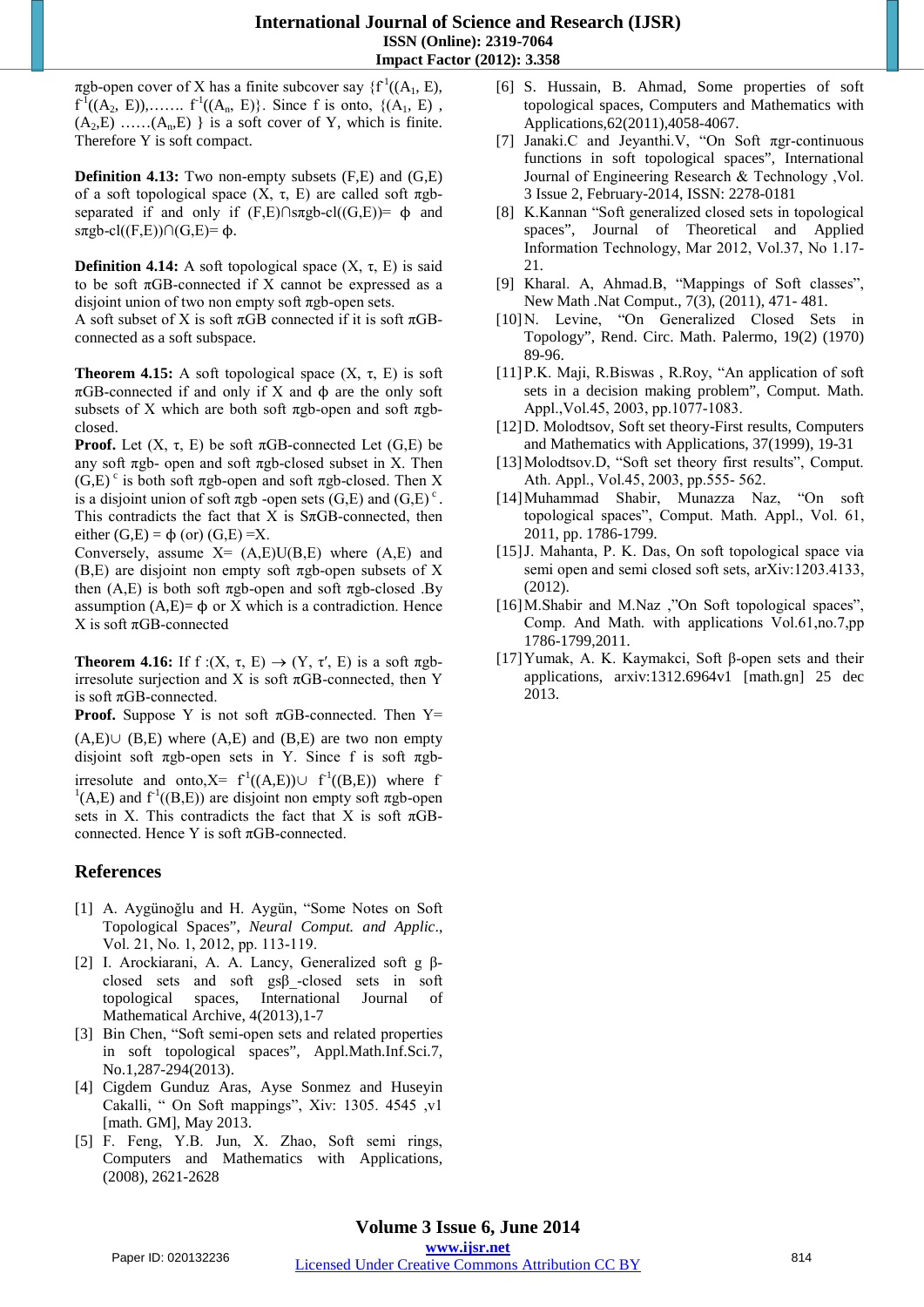πgb-open cover of X has a finite subcover say $\{f^{-1}((A_1, E), f^{-1}((A_2, E)), \ldots\ldots. f^{-1}((A_n, E)\}$. Since f is onto, $\{(A_1, E), (A_2,E) \ldots\ldots(A_n,E)\}$ is a soft cover of Y, which is finite. Therefore Y is soft compact.

**Definition 4.13:** Two non-empty subsets (F,E) and (G,E) of a soft topological space (X, τ, E) are called soft πgb-separated if and only if $(F,E)\cap s\pi gb\text{-}cl((G,E)) = \phi$ and $s\pi gb\text{-}cl((F,E))\cap(G,E) = \phi$.

**Definition 4.14:** A soft topological space (X, τ, E) is said to be soft πGB-connected if X cannot be expressed as a disjoint union of two non empty soft πgb-open sets.
A soft subset of X is soft πGB connected if it is soft πGB-connected as a soft subspace.

**Theorem 4.15:** A soft topological space (X, τ, E) is soft πGB-connected if and only if X and ϕ are the only soft subsets of X which are both soft πgb-open and soft πgb-closed.

**Proof.** Let (X, τ, E) be soft πGB-connected Let (G,E) be any soft πgb- open and soft πgb-closed subset in X. Then $(G,E)^c$ is both soft πgb-open and soft πgb-closed. Then X is a disjoint union of soft πgb -open sets (G,E) and $(G,E)^c$. This contradicts the fact that X is SπGB-connected, then either (G,E) = ϕ (or) (G,E) =X.
Conversely, assume X= (A,E)U(B,E) where (A,E) and (B,E) are disjoint non empty soft πgb-open subsets of X then (A,E) is both soft πgb-open and soft πgb-closed .By assumption (A,E)= ϕ or X which is a contradiction. Hence X is soft πGB-connected

**Theorem 4.16:** If f :(X, τ, E) → (Y, τ′, E) is a soft πgb-irresolute surjection and X is soft πGB-connected, then Y is soft πGB-connected.

**Proof.** Suppose Y is not soft πGB-connected. Then Y= (A,E)∪ (B,E) where (A,E) and (B,E) are two non empty disjoint soft πgb-open sets in Y. Since f is soft πgb-irresolute and onto, $X= f^{-1}((A,E))\cup f^{-1}((B,E))$ where $f^{-1}(A,E)$ and $f^{-1}((B,E))$ are disjoint non empty soft πgb-open sets in X. This contradicts the fact that X is soft πGB-connected. Hence Y is soft πGB-connected.

## References

[1] A. Aygünoğlu and H. Aygün, "Some Notes on Soft Topological Spaces", *Neural Comput. and Applic.*, Vol. 21, No. 1, 2012, pp. 113-119.

[2] I. Arockiarani, A. A. Lancy, Generalized soft g β-closed sets and soft gsβ_-closed sets in soft topological spaces, International Journal of Mathematical Archive, 4(2013),1-7

[3] Bin Chen, "Soft semi-open sets and related properties in soft topological spaces", Appl.Math.Inf.Sci.7, No.1,287-294(2013).

[4] Cigdem Gunduz Aras, Ayse Sonmez and Huseyin Cakalli, " On Soft mappings", Xiv: 1305. 4545 ,v1 [math. GM], May 2013.

[5] F. Feng, Y.B. Jun, X. Zhao, Soft semi rings, Computers and Mathematics with Applications, (2008), 2621-2628

[6] S. Hussain, B. Ahmad, Some properties of soft topological spaces, Computers and Mathematics with Applications,62(2011),4058-4067.

[7] Janaki.C and Jeyanthi.V, "On Soft πgr-continuous functions in soft topological spaces", International Journal of Engineering Research & Technology ,Vol. 3 Issue 2, February-2014, ISSN: 2278-0181

[8] K.Kannan "Soft generalized closed sets in topological spaces", Journal of Theoretical and Applied Information Technology, Mar 2012, Vol.37, No 1.17-21.

[9] Kharal. A, Ahmad.B, "Mappings of Soft classes", New Math .Nat Comput., 7(3), (2011), 471- 481.

[10] N. Levine, "On Generalized Closed Sets in Topology", Rend. Circ. Math. Palermo, 19(2) (1970) 89-96.

[11] P.K. Maji, R.Biswas , R.Roy, "An application of soft sets in a decision making problem", Comput. Math. Appl.,Vol.45, 2003, pp.1077-1083.

[12] D. Molodtsov, Soft set theory-First results, Computers and Mathematics with Applications, 37(1999), 19-31

[13] Molodtsov.D, "Soft set theory first results", Comput. Ath. Appl., Vol.45, 2003, pp.555- 562.

[14] Muhammad Shabir, Munazza Naz, "On soft topological spaces", Comput. Math. Appl., Vol. 61, 2011, pp. 1786-1799.

[15] J. Mahanta, P. K. Das, On soft topological space via semi open and semi closed soft sets, arXiv:1203.4133, (2012).

[16] M.Shabir and M.Naz ,"On Soft topological spaces", Comp. And Math. with applications Vol.61,no.7,pp 1786-1799,2011.

[17] Yumak, A. K. Kaymakci, Soft β-open sets and their applications, arxiv:1312.6964v1 [math.gn] 25 dec 2013.